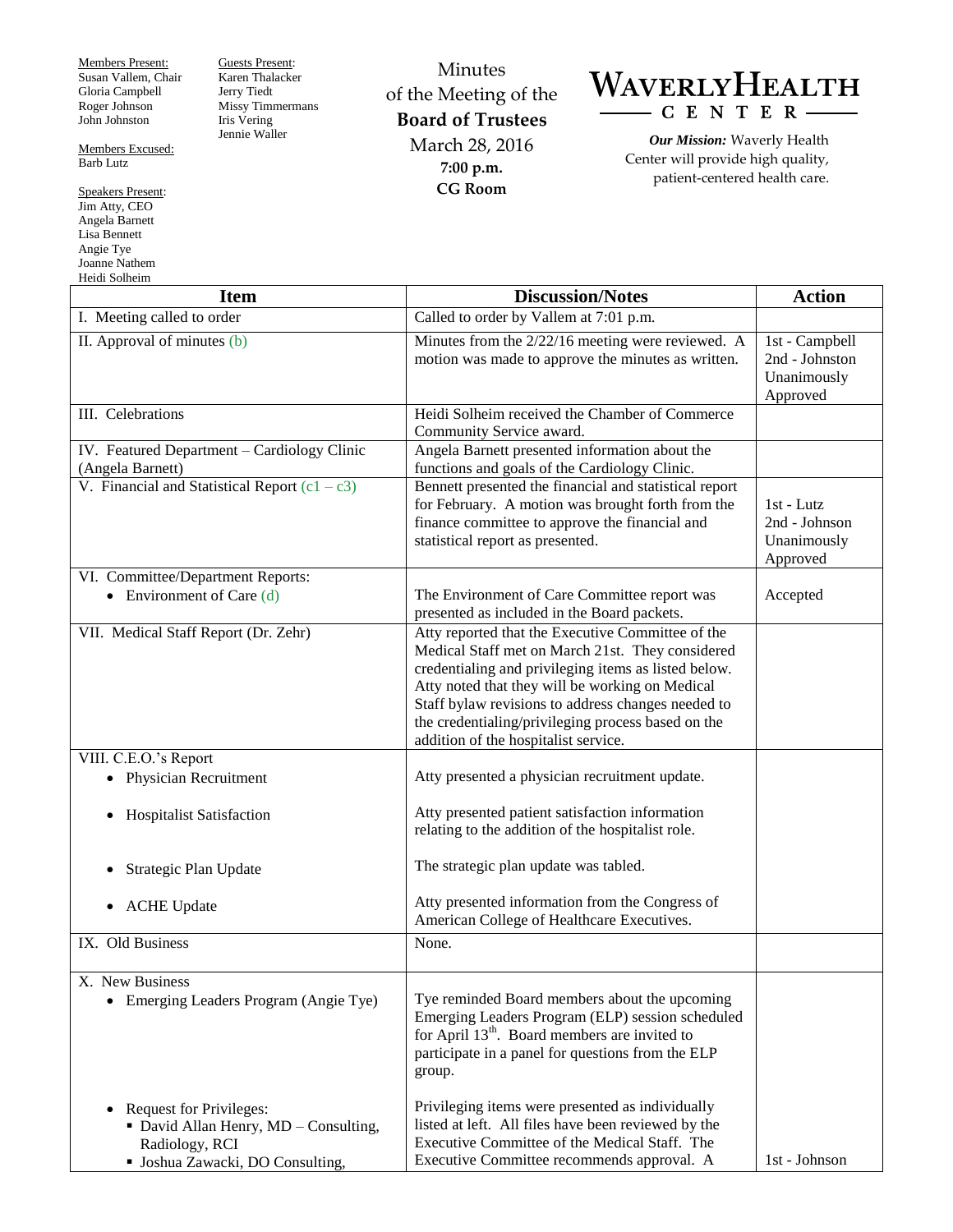Members Present:
Susan Vallem, Chair
Gloria Campbell
Roger Johnson
John Johnston

Members Excused:
Barb Lutz

Speakers Present:
Jim Atty, CEO
Angela Barnett
Lisa Bennett
Angie Tye
Joanne Nathem
Heidi Solheim

Guests Present:
Karen Thalacker
Jerry Tiedt
Missy Timmermans
Iris Vering
Jennie Waller

# Minutes of the Meeting of the **Board of Trustees**

March 28, 2016
**7:00 p.m.**
**CG Room**

**WAVERLY HEALTH CENTER**

***Our Mission:*** Waverly Health Center will provide high quality, patient-centered health care.

| Item | Discussion/Notes | Action |
|---|---|---|
| I. Meeting called to order | Called to order by Vallem at 7:01 p.m. | |
| II. Approval of minutes (b) | Minutes from the 2/22/16 meeting were reviewed. A motion was made to approve the minutes as written. | 1st - Campbell<br>2nd - Johnston<br>Unanimously Approved |
| III. Celebrations | Heidi Solheim received the Chamber of Commerce Community Service award. | |
| IV. Featured Department – Cardiology Clinic (Angela Barnett) | Angela Barnett presented information about the functions and goals of the Cardiology Clinic. | |
| V. Financial and Statistical Report (c1 – c3) | Bennett presented the financial and statistical report for February. A motion was brought forth from the finance committee to approve the financial and statistical report as presented. | 1st - Lutz<br>2nd - Johnson<br>Unanimously Approved |
| VI. Committee/Department Reports:<br>• Environment of Care (d) | The Environment of Care Committee report was presented as included in the Board packets. | Accepted |
| VII. Medical Staff Report (Dr. Zehr) | Atty reported that the Executive Committee of the Medical Staff met on March 21st. They considered credentialing and privileging items as listed below. Atty noted that they will be working on Medical Staff bylaw revisions to address changes needed to the credentialing/privileging process based on the addition of the hospitalist service. | |
| VIII. C.E.O.'s Report<br>• Physician Recruitment<br>• Hospitalist Satisfaction<br>• Strategic Plan Update<br>• ACHE Update | Atty presented a physician recruitment update.<br>Atty presented patient satisfaction information relating to the addition of the hospitalist role.<br>The strategic plan update was tabled.<br>Atty presented information from the Congress of American College of Healthcare Executives. | |
| IX. Old Business | None. | |
| X. New Business<br>• Emerging Leaders Program (Angie Tye)<br>• Request for Privileges:<br>▪ David Allan Henry, MD – Consulting, Radiology, RCI<br>▪ Joshua Zawacki, DO Consulting, | Tye reminded Board members about the upcoming Emerging Leaders Program (ELP) session scheduled for April 13th. Board members are invited to participate in a panel for questions from the ELP group.<br>Privileging items were presented as individually listed at left. All files have been reviewed by the Executive Committee of the Medical Staff. The Executive Committee recommends approval. A | 1st - Johnson |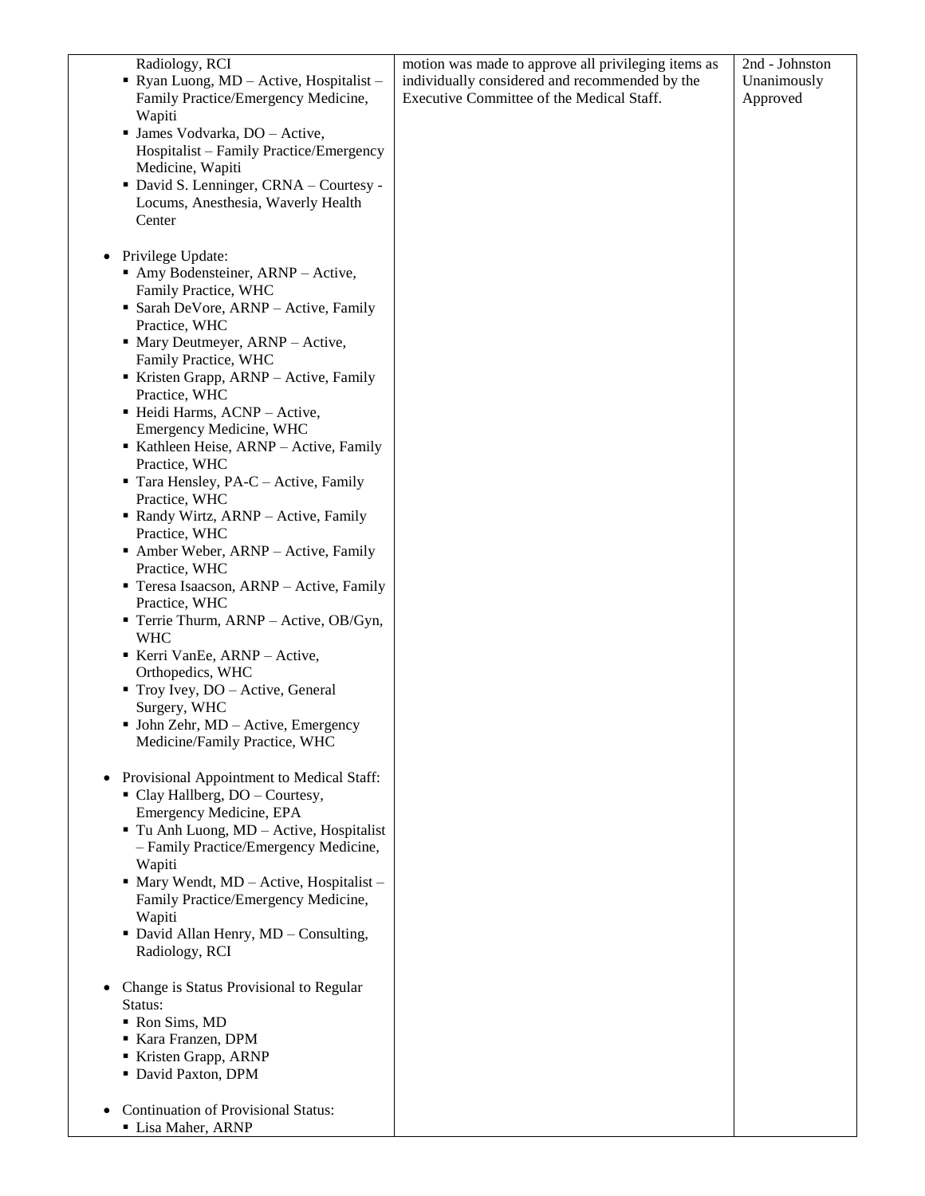| | | |
|---|---|---|
| Radiology, RCI<br>▪ Ryan Luong, MD – Active, Hospitalist – Family Practice/Emergency Medicine, Wapiti<br>▪ James Vodvarka, DO – Active, Hospitalist – Family Practice/Emergency Medicine, Wapiti<br>▪ David S. Lenninger, CRNA – Courtesy - Locums, Anesthesia, Waverly Health Center<br><br>• Privilege Update:<br>▪ Amy Bodensteiner, ARNP – Active, Family Practice, WHC<br>▪ Sarah DeVore, ARNP – Active, Family Practice, WHC<br>▪ Mary Deutmeyer, ARNP – Active, Family Practice, WHC<br>▪ Kristen Grapp, ARNP – Active, Family Practice, WHC<br>▪ Heidi Harms, ACNP – Active, Emergency Medicine, WHC<br>▪ Kathleen Heise, ARNP – Active, Family Practice, WHC<br>▪ Tara Hensley, PA-C – Active, Family Practice, WHC<br>▪ Randy Wirtz, ARNP – Active, Family Practice, WHC<br>▪ Amber Weber, ARNP – Active, Family Practice, WHC<br>▪ Teresa Isaacson, ARNP – Active, Family Practice, WHC<br>▪ Terrie Thurm, ARNP – Active, OB/Gyn, WHC<br>▪ Kerri VanEe, ARNP – Active, Orthopedics, WHC<br>▪ Troy Ivey, DO – Active, General Surgery, WHC<br>▪ John Zehr, MD – Active, Emergency Medicine/Family Practice, WHC<br><br>• Provisional Appointment to Medical Staff:<br>▪ Clay Hallberg, DO – Courtesy, Emergency Medicine, EPA<br>▪ Tu Anh Luong, MD – Active, Hospitalist – Family Practice/Emergency Medicine, Wapiti<br>▪ Mary Wendt, MD – Active, Hospitalist – Family Practice/Emergency Medicine, Wapiti<br>▪ David Allan Henry, MD – Consulting, Radiology, RCI<br><br>• Change is Status Provisional to Regular Status:<br>▪ Ron Sims, MD<br>▪ Kara Franzen, DPM<br>▪ Kristen Grapp, ARNP<br>▪ David Paxton, DPM<br><br>• Continuation of Provisional Status:<br>▪ Lisa Maher, ARNP | motion was made to approve all privileging items as individually considered and recommended by the Executive Committee of the Medical Staff. | 2nd - Johnston<br>Unanimously Approved |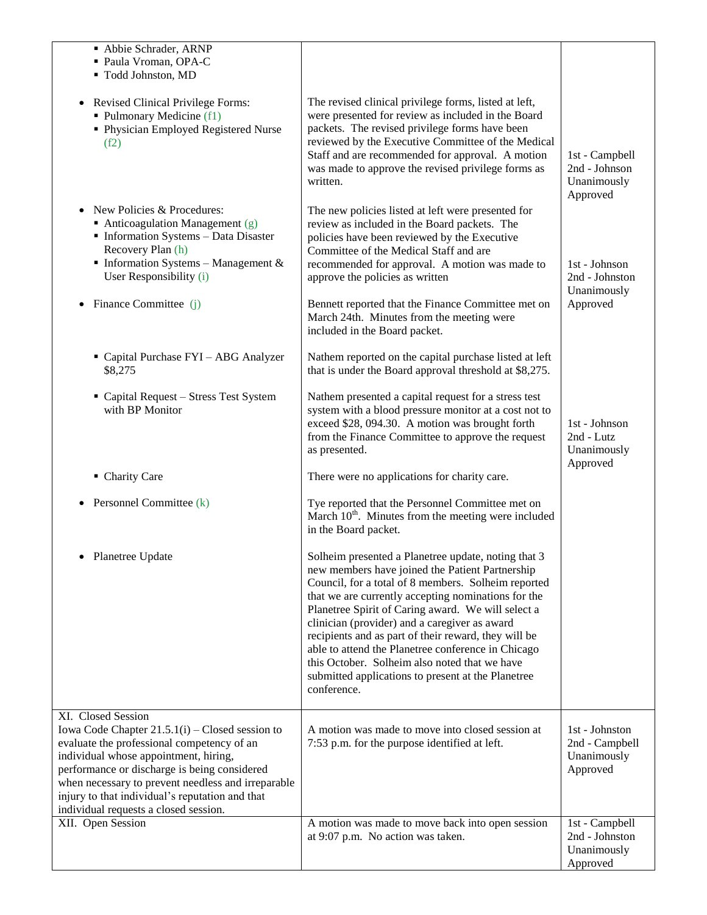| | | |
|---|---|---|
| ▪ Abbie Schrader, ARNP<br>▪ Paula Vroman, OPA-C<br>▪ Todd Johnston, MD | | |
| • Revised Clinical Privilege Forms:<br>▪ Pulmonary Medicine (f1)<br>▪ Physician Employed Registered Nurse (f2) | The revised clinical privilege forms, listed at left, were presented for review as included in the Board packets. The revised privilege forms have been reviewed by the Executive Committee of the Medical Staff and are recommended for approval. A motion was made to approve the revised privilege forms as written. | 1st - Campbell<br>2nd - Johnson<br>Unanimously Approved |
| • New Policies & Procedures:<br>▪ Anticoagulation Management (g)<br>▪ Information Systems – Data Disaster Recovery Plan (h)<br>▪ Information Systems – Management & User Responsibility (i) | The new policies listed at left were presented for review as included in the Board packets. The policies have been reviewed by the Executive Committee of the Medical Staff and are recommended for approval. A motion was made to approve the policies as written | 1st - Johnson<br>2nd - Johnston<br>Unanimously Approved |
| • Finance Committee (j) | Bennett reported that the Finance Committee met on March 24th. Minutes from the meeting were included in the Board packet. | |
| ▪ Capital Purchase FYI – ABG Analyzer $8,275 | Nathem reported on the capital purchase listed at left that is under the Board approval threshold at $8,275. | |
| ▪ Capital Request – Stress Test System with BP Monitor | Nathem presented a capital request for a stress test system with a blood pressure monitor at a cost not to exceed $28, 094.30. A motion was brought forth from the Finance Committee to approve the request as presented. | 1st - Johnson<br>2nd - Lutz<br>Unanimously Approved |
| ▪ Charity Care | There were no applications for charity care. | |
| • Personnel Committee (k) | Tye reported that the Personnel Committee met on March 10th. Minutes from the meeting were included in the Board packet. | |
| • Planetree Update | Solheim presented a Planetree update, noting that 3 new members have joined the Patient Partnership Council, for a total of 8 members. Solheim reported that we are currently accepting nominations for the Planetree Spirit of Caring award. We will select a clinician (provider) and a caregiver as award recipients and as part of their reward, they will be able to attend the Planetree conference in Chicago this October. Solheim also noted that we have submitted applications to present at the Planetree conference. | |
| XI. Closed Session<br>Iowa Code Chapter 21.5.1(i) – Closed session to evaluate the professional competency of an individual whose appointment, hiring, performance or discharge is being considered when necessary to prevent needless and irreparable injury to that individual's reputation and that individual requests a closed session. | A motion was made to move into closed session at 7:53 p.m. for the purpose identified at left. | 1st - Johnston<br>2nd - Campbell<br>Unanimously Approved |
| XII. Open Session | A motion was made to move back into open session at 9:07 p.m. No action was taken. | 1st - Campbell<br>2nd - Johnston<br>Unanimously Approved |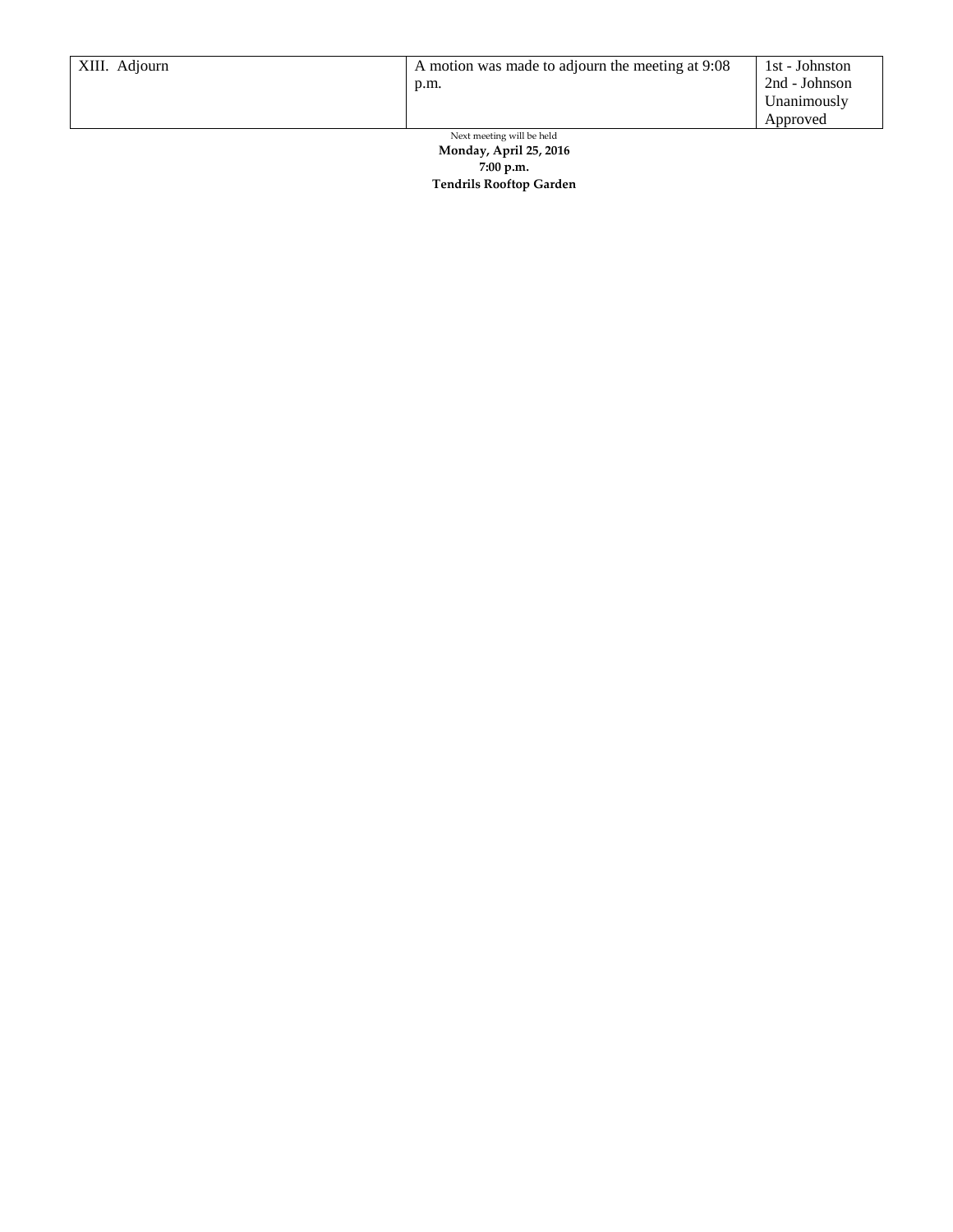| | | |
|---|---|---|
| XIII. Adjourn | A motion was made to adjourn the meeting at 9:08 p.m. | 1st - Johnston<br>2nd - Johnson<br>Unanimously Approved |

Next meeting will be held

**Monday, April 25, 2016**

**7:00 p.m.**

**Tendrils Rooftop Garden**